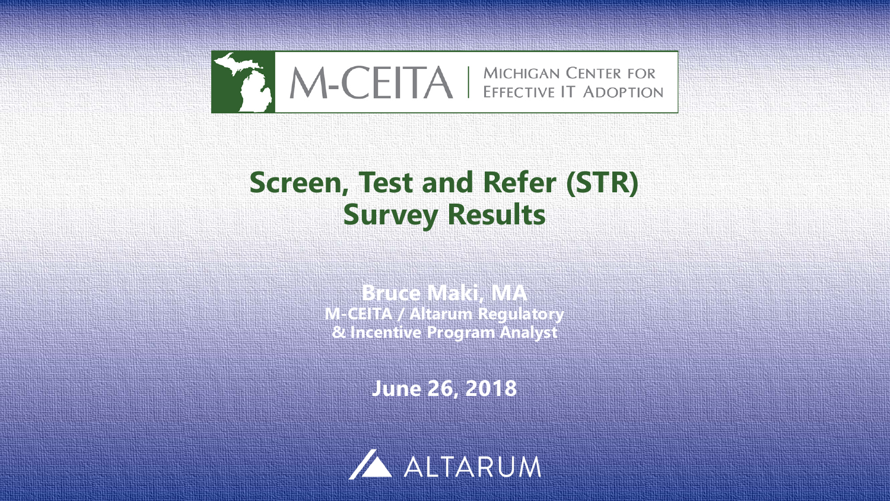M-CEITA | MICHIGAN CENTER FOR EFFECTIVE IT ADOPTION

# Screen, Test and Refer (STR) Survey Results

**Bruce Maki, MA**
**M-CEITA / Altarum Regulatory & Incentive Program Analyst**

**June 26, 2018**

ALTARUM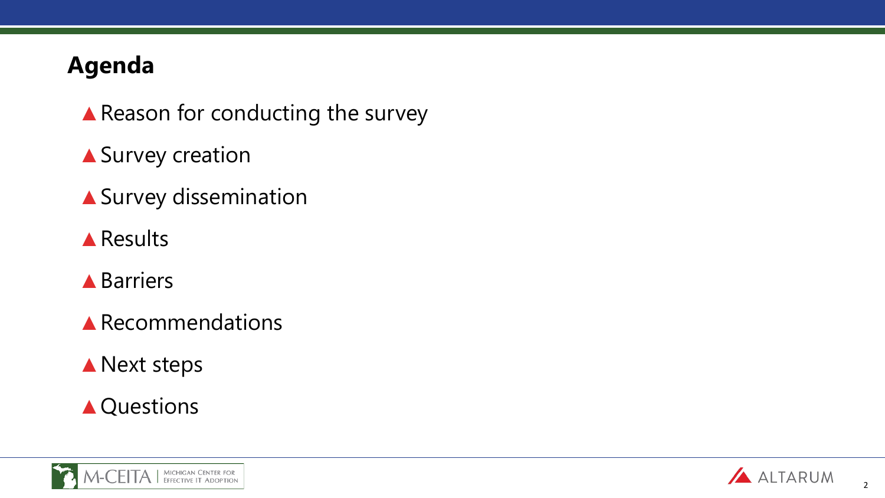# Agenda

- Reason for conducting the survey
- Survey creation
- Survey dissemination
- Results
- Barriers
- Recommendations
- Next steps
- Questions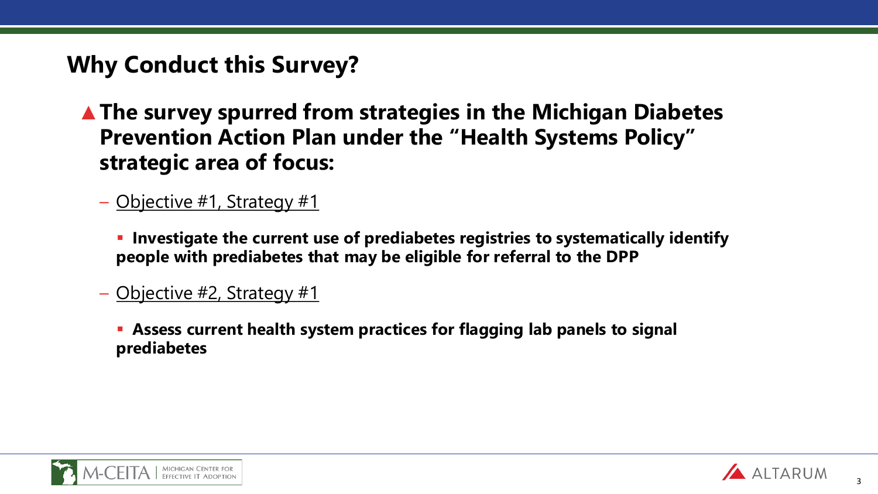## Why Conduct this Survey?

- **The survey spurred from strategies in the Michigan Diabetes Prevention Action Plan under the "Health Systems Policy" strategic area of focus:**
  - Objective #1, Strategy #1
    - **Investigate the current use of prediabetes registries to systematically identify people with prediabetes that may be eligible for referral to the DPP**
  - Objective #2, Strategy #1
    - **Assess current health system practices for flagging lab panels to signal prediabetes**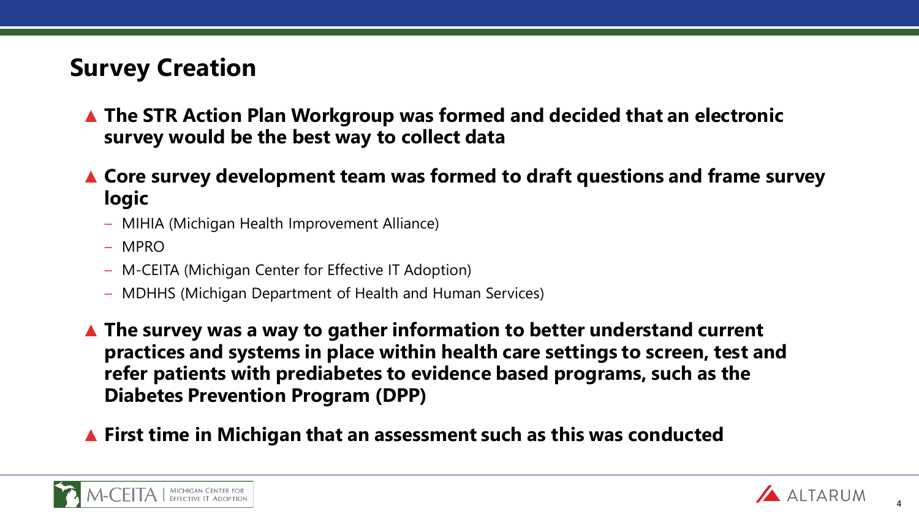## Survey Creation

- **The STR Action Plan Workgroup was formed and decided that an electronic survey would be the best way to collect data**
- **Core survey development team was formed to draft questions and frame survey logic**
  - MIHIA (Michigan Health Improvement Alliance)
  - MPRO
  - M-CEITA (Michigan Center for Effective IT Adoption)
  - MDHHS (Michigan Department of Health and Human Services)
- **The survey was a way to gather information to better understand current practices and systems in place within health care settings to screen, test and refer patients with prediabetes to evidence based programs, such as the Diabetes Prevention Program (DPP)**
- **First time in Michigan that an assessment such as this was conducted**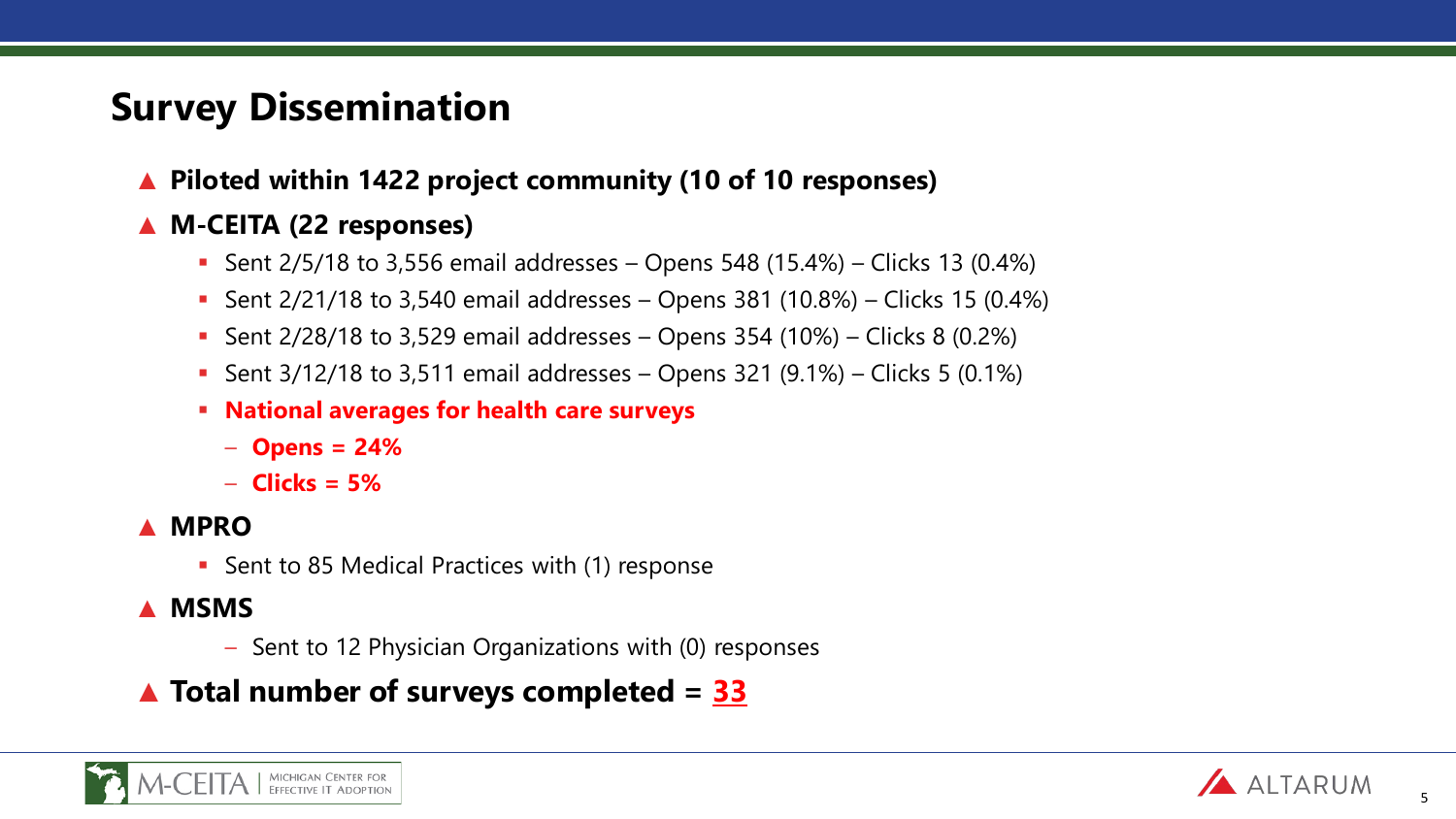## Survey Dissemination

- **Piloted within 1422 project community (10 of 10 responses)**
- **M-CEITA (22 responses)**
  - Sent 2/5/18 to 3,556 email addresses – Opens 548 (15.4%) – Clicks 13 (0.4%)
  - Sent 2/21/18 to 3,540 email addresses – Opens 381 (10.8%) – Clicks 15 (0.4%)
  - Sent 2/28/18 to 3,529 email addresses – Opens 354 (10%) – Clicks 8 (0.2%)
  - Sent 3/12/18 to 3,511 email addresses – Opens 321 (9.1%) – Clicks 5 (0.1%)
  - **National averages for health care surveys**
    - **Opens = 24%**
    - **Clicks = 5%**
- **MPRO**
  - Sent to 85 Medical Practices with (1) response
- **MSMS**
  - Sent to 12 Physician Organizations with (0) responses
- **Total number of surveys completed = 33**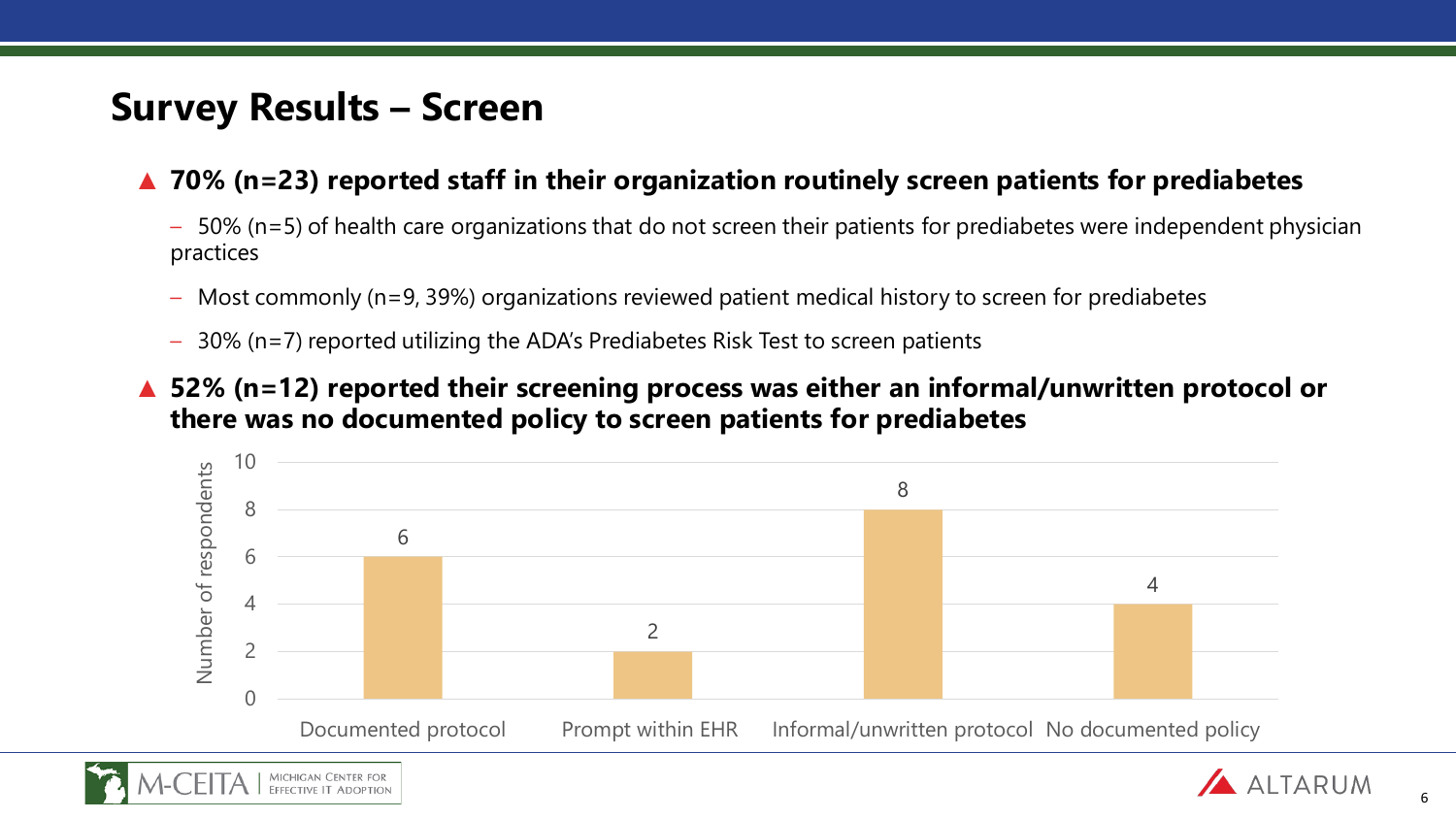## Survey Results – Screen

- **70% (n=23) reported staff in their organization routinely screen patients for prediabetes**
  - 50% (n=5) of health care organizations that do not screen their patients for prediabetes were independent physician practices
  - Most commonly (n=9, 39%) organizations reviewed patient medical history to screen for prediabetes
  - 30% (n=7) reported utilizing the ADA's Prediabetes Risk Test to screen patients
- **52% (n=12) reported their screening process was either an informal/unwritten protocol or there was no documented policy to screen patients for prediabetes**

| | Number of respondents |
|---|---|
| Documented protocol | 6 |
| Prompt within EHR | 2 |
| Informal/unwritten protocol | 8 |
| No documented policy | 4 |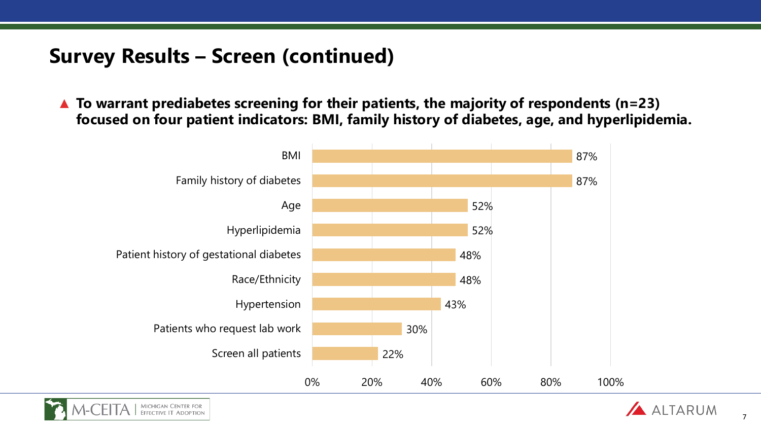## Survey Results – Screen (continued)

- **To warrant prediabetes screening for their patients, the majority of respondents (n=23) focused on four patient indicators: BMI, family history of diabetes, age, and hyperlipidemia.**

| Indicator | Percentage |
| --- | --- |
| BMI | 87% |
| Family history of diabetes | 87% |
| Age | 52% |
| Hyperlipidemia | 52% |
| Patient history of gestational diabetes | 48% |
| Race/Ethnicity | 48% |
| Hypertension | 43% |
| Patients who request lab work | 30% |
| Screen all patients | 22% |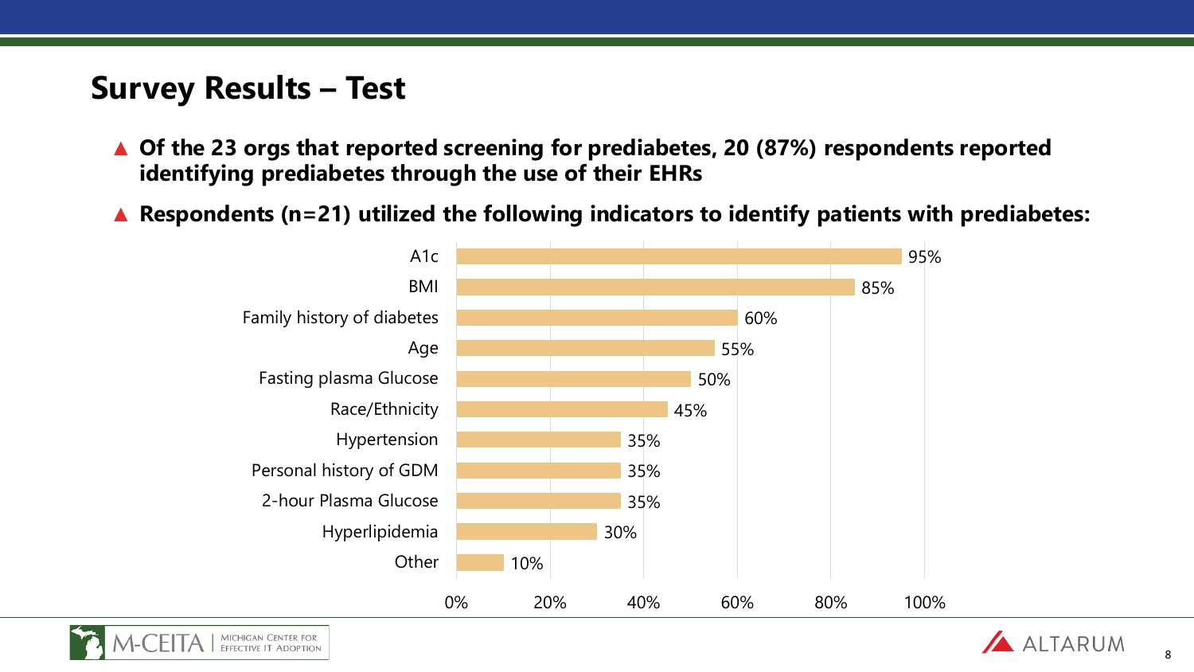## Survey Results – Test

- **Of the 23 orgs that reported screening for prediabetes, 20 (87%) respondents reported identifying prediabetes through the use of their EHRs**
- **Respondents (n=21) utilized the following indicators to identify patients with prediabetes:**

| Indicator | Percentage |
| --- | --- |
| A1c | 95% |
| BMI | 85% |
| Family history of diabetes | 60% |
| Age | 55% |
| Fasting plasma Glucose | 50% |
| Race/Ethnicity | 45% |
| Hypertension | 35% |
| Personal history of GDM | 35% |
| 2-hour Plasma Glucose | 35% |
| Hyperlipidemia | 30% |
| Other | 10% |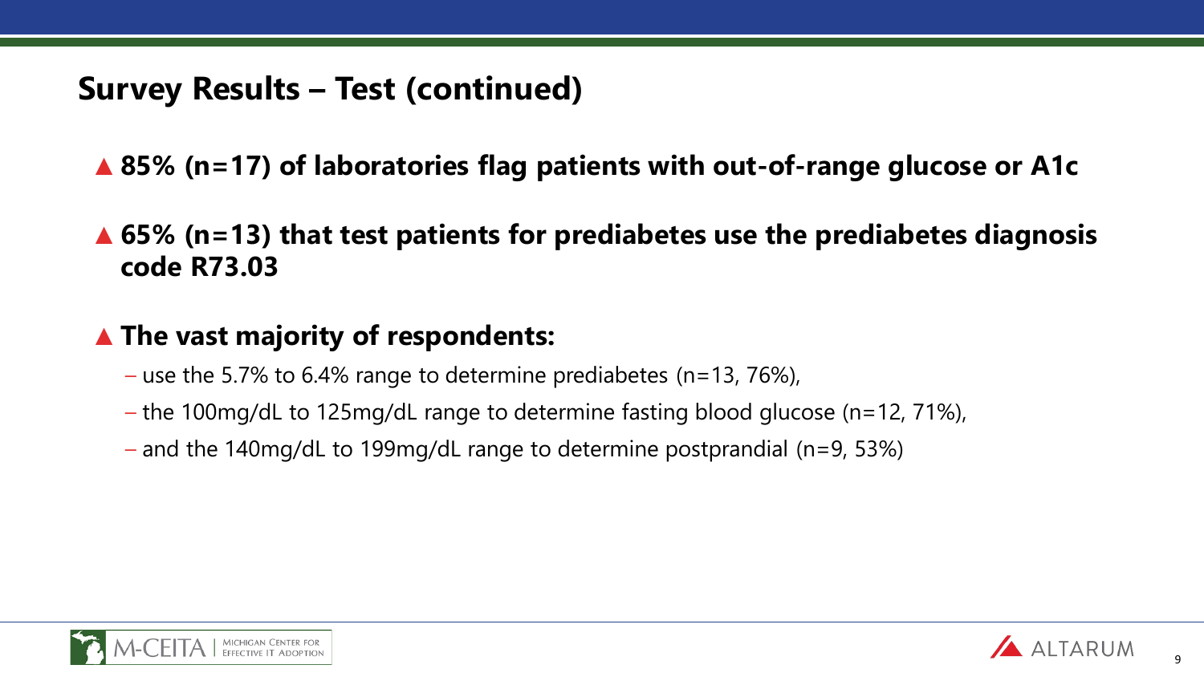## Survey Results – Test (continued)

- **85% (n=17) of laboratories flag patients with out-of-range glucose or A1c**
- **65% (n=13) that test patients for prediabetes use the prediabetes diagnosis code R73.03**
- **The vast majority of respondents:**
  - use the 5.7% to 6.4% range to determine prediabetes (n=13, 76%),
  - the 100mg/dL to 125mg/dL range to determine fasting blood glucose (n=12, 71%),
  - and the 140mg/dL to 199mg/dL range to determine postprandial (n=9, 53%)

M-CEITA | MICHIGAN CENTER FOR EFFECTIVE IT ADOPTION

ALTARUM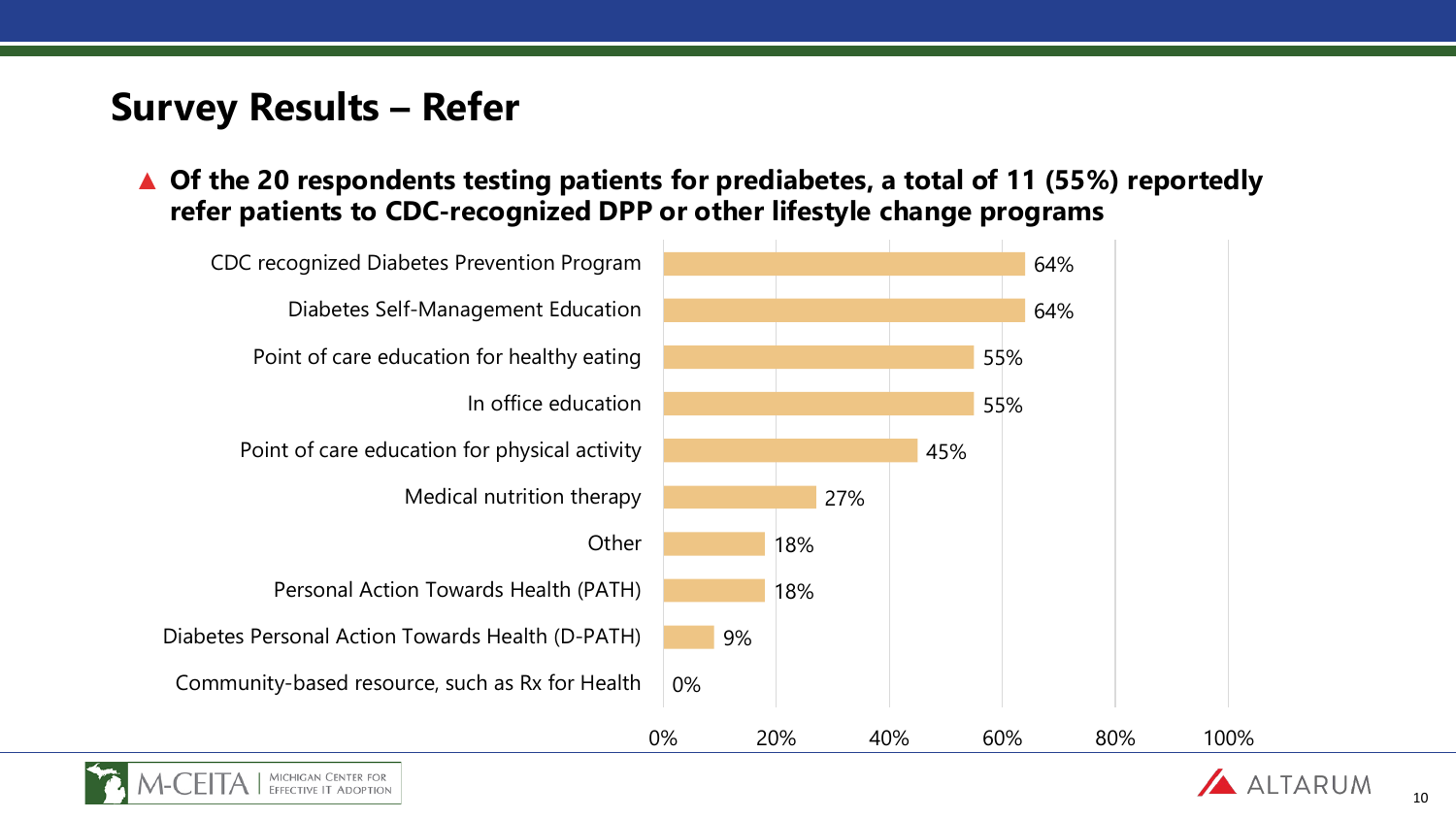# Survey Results – Refer

- **Of the 20 respondents testing patients for prediabetes, a total of 11 (55%) reportedly refer patients to CDC-recognized DPP or other lifestyle change programs**

| Program | Percent |
|---|---|
| CDC recognized Diabetes Prevention Program | 64% |
| Diabetes Self-Management Education | 64% |
| Point of care education for healthy eating | 55% |
| In office education | 55% |
| Point of care education for physical activity | 45% |
| Medical nutrition therapy | 27% |
| Other | 18% |
| Personal Action Towards Health (PATH) | 18% |
| Diabetes Personal Action Towards Health (D-PATH) | 9% |
| Community-based resource, such as Rx for Health | 0% |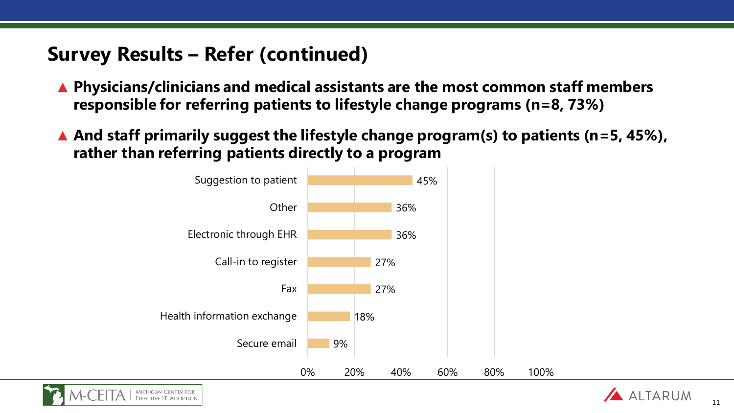## Survey Results – Refer (continued)

- **Physicians/clinicians and medical assistants are the most common staff members responsible for referring patients to lifestyle change programs (n=8, 73%)**
- **And staff primarily suggest the lifestyle change program(s) to patients (n=5, 45%), rather than referring patients directly to a program**

| Method | Percent |
| --- | --- |
| Suggestion to patient | 45% |
| Other | 36% |
| Electronic through EHR | 36% |
| Call-in to register | 27% |
| Fax | 27% |
| Health information exchange | 18% |
| Secure email | 9% |

M-CEITA | Michigan Center for Effective IT Adoption

ALTARUM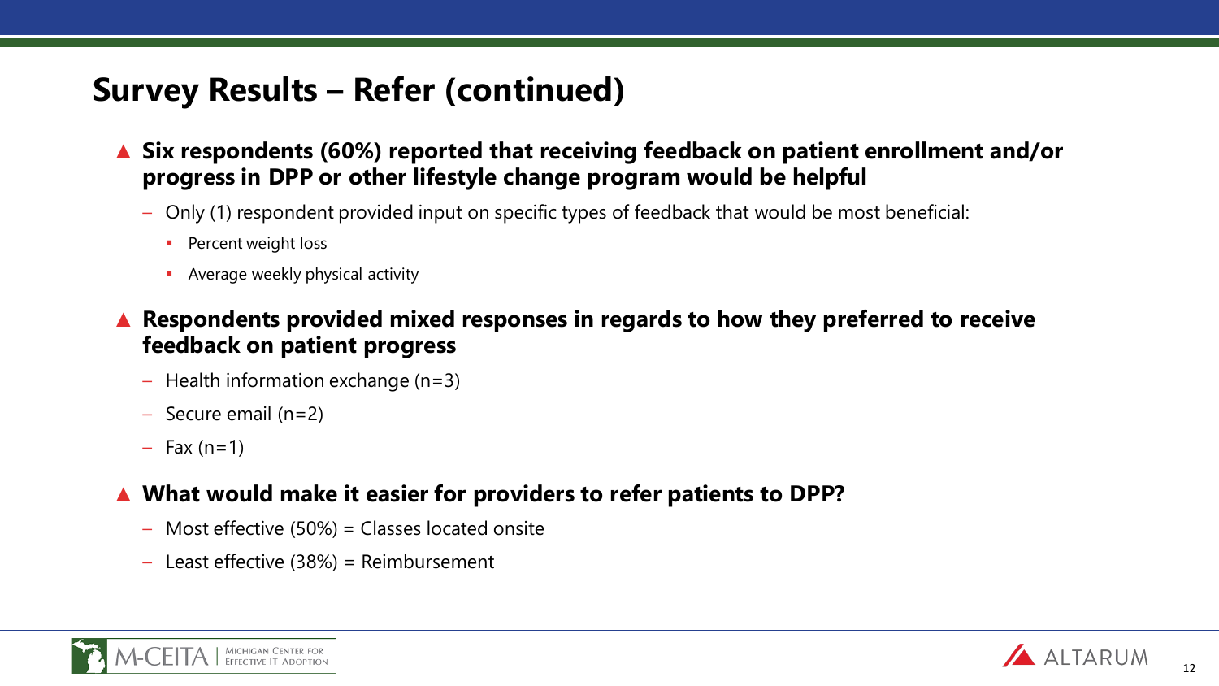# Survey Results – Refer (continued)

- **Six respondents (60%) reported that receiving feedback on patient enrollment and/or progress in DPP or other lifestyle change program would be helpful**
  - Only (1) respondent provided input on specific types of feedback that would be most beneficial:
    - Percent weight loss
    - Average weekly physical activity
- **Respondents provided mixed responses in regards to how they preferred to receive feedback on patient progress**
  - Health information exchange (n=3)
  - Secure email (n=2)
  - Fax (n=1)
- **What would make it easier for providers to refer patients to DPP?**
  - Most effective (50%) = Classes located onsite
  - Least effective (38%) = Reimbursement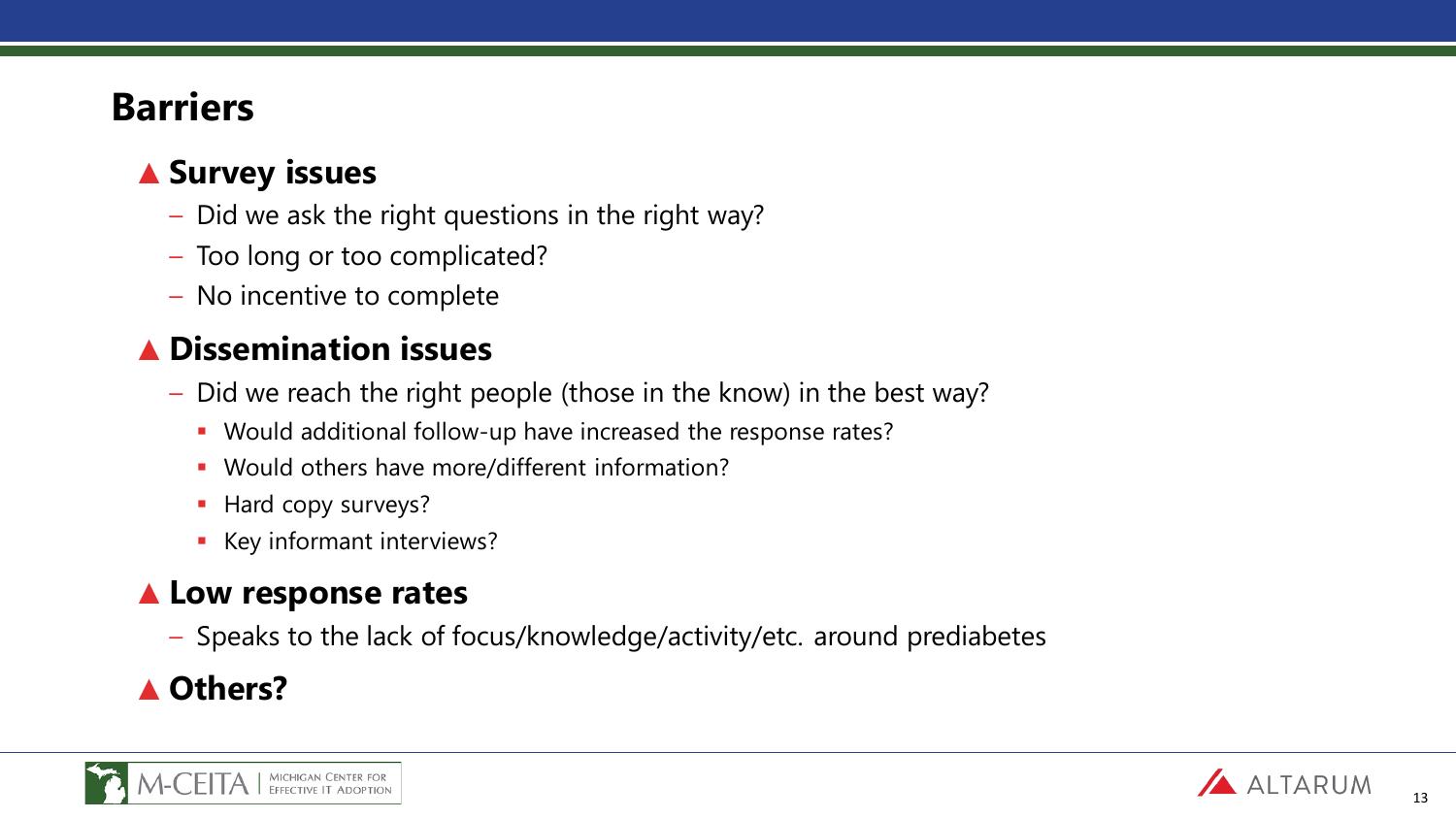## Barriers

- **Survey issues**
  - Did we ask the right questions in the right way?
  - Too long or too complicated?
  - No incentive to complete
- **Dissemination issues**
  - Did we reach the right people (those in the know) in the best way?
    - Would additional follow-up have increased the response rates?
    - Would others have more/different information?
    - Hard copy surveys?
    - Key informant interviews?
- **Low response rates**
  - Speaks to the lack of focus/knowledge/activity/etc. around prediabetes
- **Others?**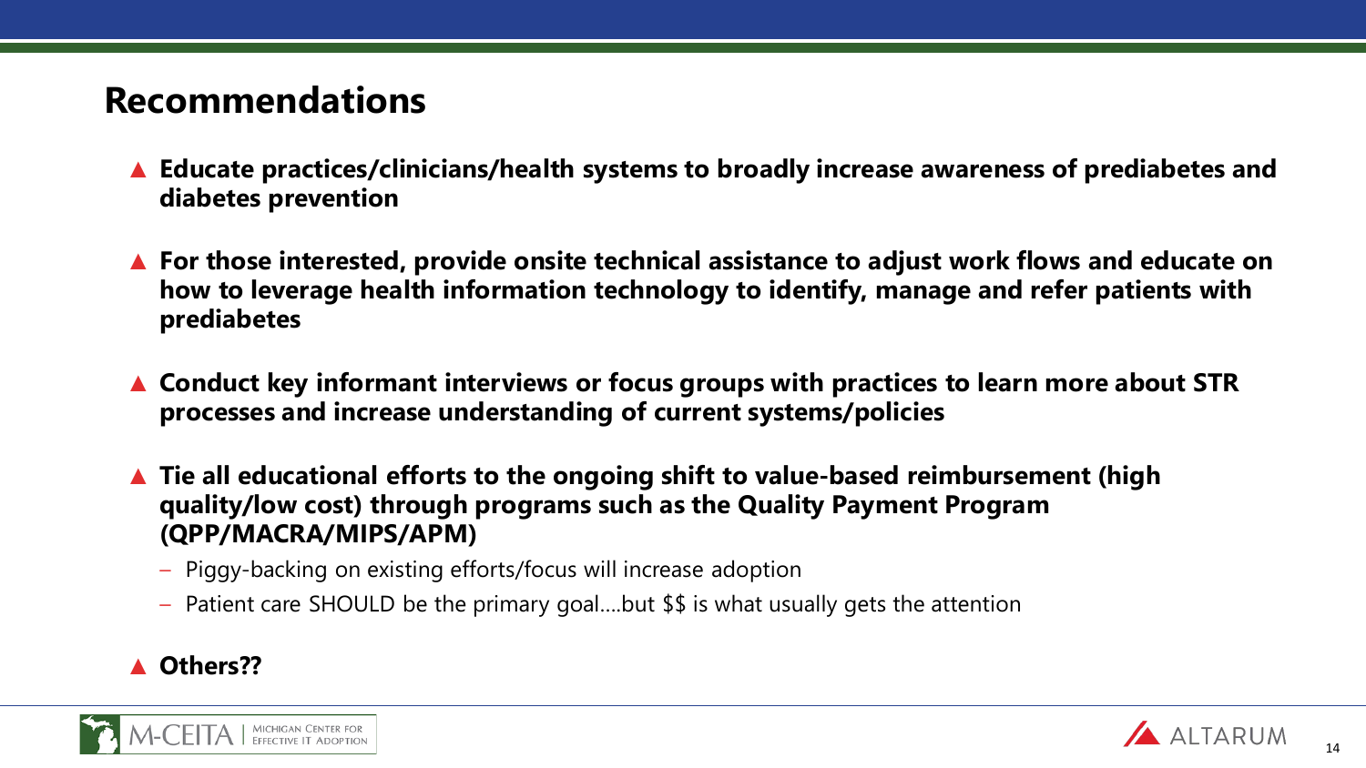## Recommendations

- **Educate practices/clinicians/health systems to broadly increase awareness of prediabetes and diabetes prevention**
- **For those interested, provide onsite technical assistance to adjust work flows and educate on how to leverage health information technology to identify, manage and refer patients with prediabetes**
- **Conduct key informant interviews or focus groups with practices to learn more about STR processes and increase understanding of current systems/policies**
- **Tie all educational efforts to the ongoing shift to value-based reimbursement (high quality/low cost) through programs such as the Quality Payment Program (QPP/MACRA/MIPS/APM)**
  - Piggy-backing on existing efforts/focus will increase adoption
  - Patient care SHOULD be the primary goal....but $$ is what usually gets the attention
- **Others??**

M-CEITA | Michigan Center for Effective IT Adoption

ALTARUM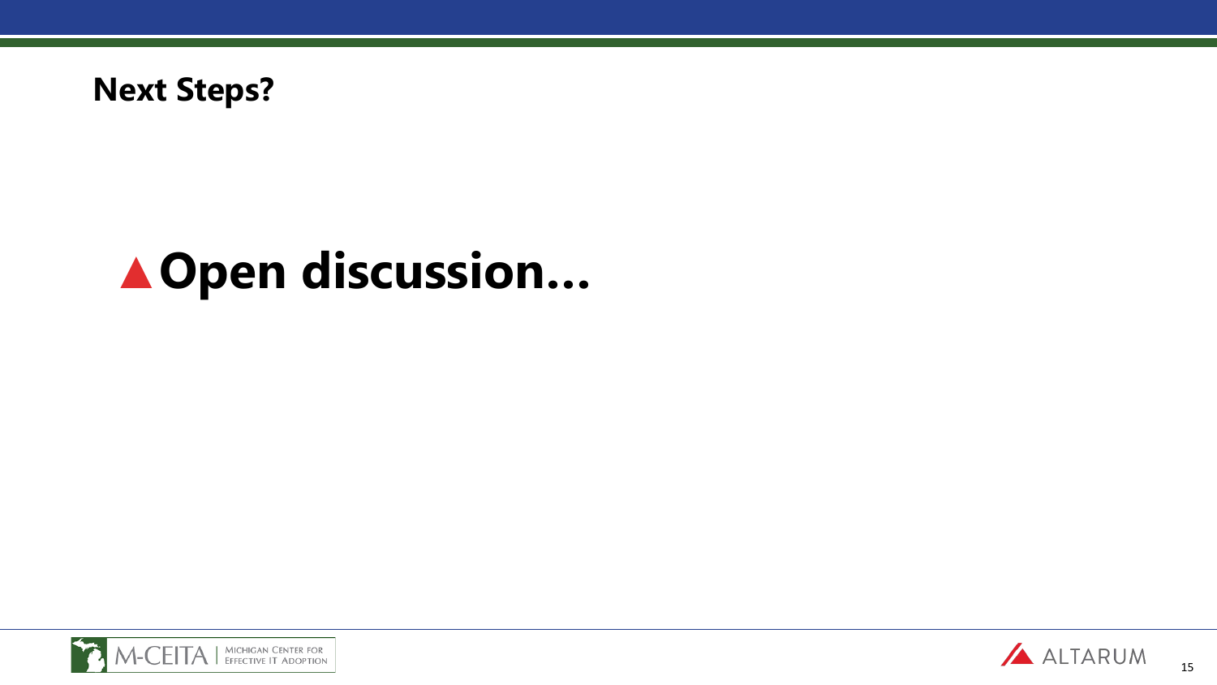## Next Steps?

- **Open discussion…**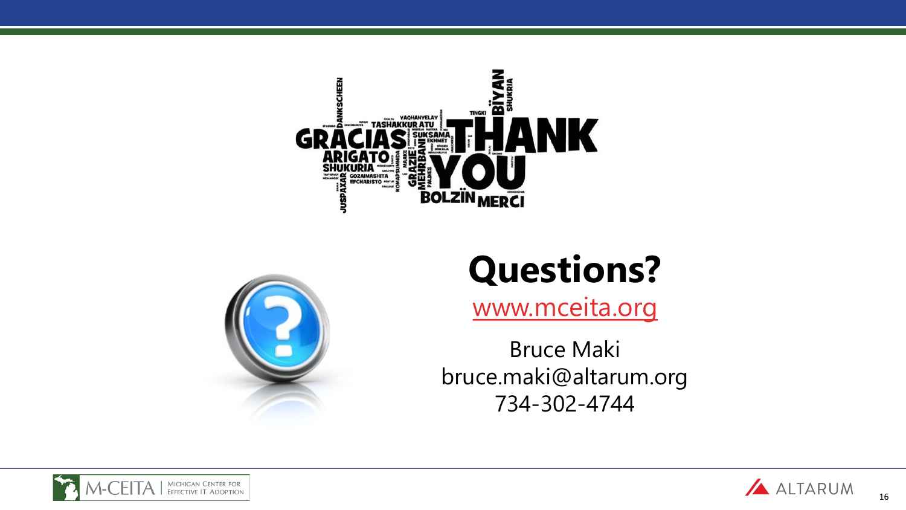# Questions?

www.mceita.org

Bruce Maki
bruce.maki@altarum.org
734-302-4744